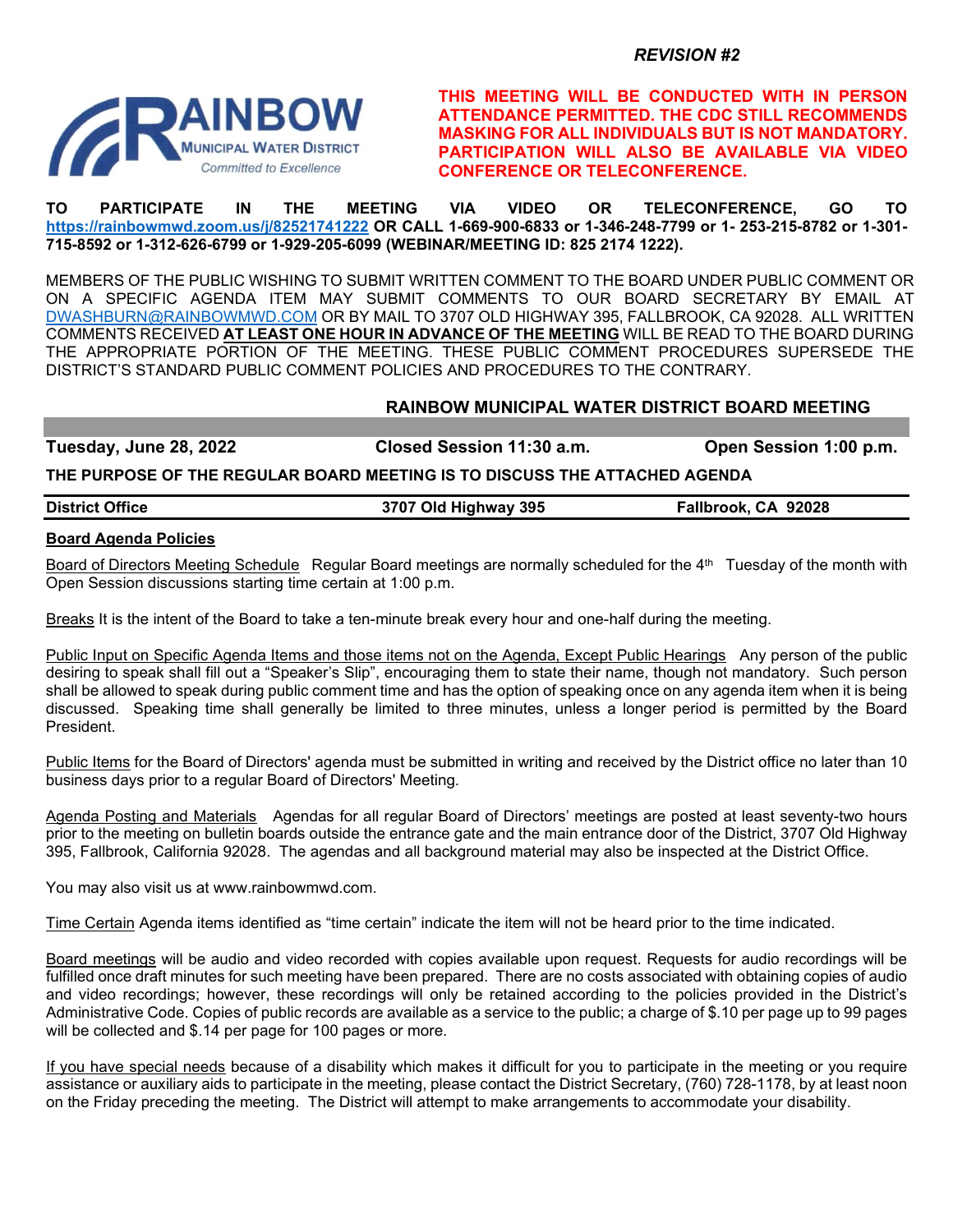***REVISION #2***

RAINBOW MUNICIPAL WATER DISTRICT
*Committed to Excellence*

**THIS MEETING WILL BE CONDUCTED WITH IN PERSON ATTENDANCE PERMITTED. THE CDC STILL RECOMMENDS MASKING FOR ALL INDIVIDUALS BUT IS NOT MANDATORY. PARTICIPATION WILL ALSO BE AVAILABLE VIA VIDEO CONFERENCE OR TELECONFERENCE.**

**TO PARTICIPATE IN THE MEETING VIA VIDEO OR TELECONFERENCE, GO TO https://rainbowmwd.zoom.us/j/82521741222 OR CALL 1-669-900-6833 or 1-346-248-7799 or 1- 253-215-8782 or 1-301-715-8592 or 1-312-626-6799 or 1-929-205-6099 (WEBINAR/MEETING ID: 825 2174 1222).**

MEMBERS OF THE PUBLIC WISHING TO SUBMIT WRITTEN COMMENT TO THE BOARD UNDER PUBLIC COMMENT OR ON A SPECIFIC AGENDA ITEM MAY SUBMIT COMMENTS TO OUR BOARD SECRETARY BY EMAIL AT DWASHBURN@RAINBOWMWD.COM OR BY MAIL TO 3707 OLD HIGHWAY 395, FALLBROOK, CA 92028. ALL WRITTEN COMMENTS RECEIVED **AT LEAST ONE HOUR IN ADVANCE OF THE MEETING** WILL BE READ TO THE BOARD DURING THE APPROPRIATE PORTION OF THE MEETING. THESE PUBLIC COMMENT PROCEDURES SUPERSEDE THE DISTRICT'S STANDARD PUBLIC COMMENT POLICIES AND PROCEDURES TO THE CONTRARY.

## RAINBOW MUNICIPAL WATER DISTRICT BOARD MEETING

**Tuesday, June 28, 2022** | **Closed Session 11:30 a.m.** | **Open Session 1:00 p.m.**

**THE PURPOSE OF THE REGULAR BOARD MEETING IS TO DISCUSS THE ATTACHED AGENDA**

**District Office** | **3707 Old Highway 395** | **Fallbrook, CA 92028**

### Board Agenda Policies

Board of Directors Meeting Schedule Regular Board meetings are normally scheduled for the 4th Tuesday of the month with Open Session discussions starting time certain at 1:00 p.m.

Breaks It is the intent of the Board to take a ten-minute break every hour and one-half during the meeting.

Public Input on Specific Agenda Items and those items not on the Agenda, Except Public Hearings Any person of the public desiring to speak shall fill out a "Speaker's Slip", encouraging them to state their name, though not mandatory. Such person shall be allowed to speak during public comment time and has the option of speaking once on any agenda item when it is being discussed. Speaking time shall generally be limited to three minutes, unless a longer period is permitted by the Board President.

Public Items for the Board of Directors' agenda must be submitted in writing and received by the District office no later than 10 business days prior to a regular Board of Directors' Meeting.

Agenda Posting and Materials Agendas for all regular Board of Directors' meetings are posted at least seventy-two hours prior to the meeting on bulletin boards outside the entrance gate and the main entrance door of the District, 3707 Old Highway 395, Fallbrook, California 92028. The agendas and all background material may also be inspected at the District Office.

You may also visit us at www.rainbowmwd.com.

Time Certain Agenda items identified as "time certain" indicate the item will not be heard prior to the time indicated.

Board meetings will be audio and video recorded with copies available upon request. Requests for audio recordings will be fulfilled once draft minutes for such meeting have been prepared. There are no costs associated with obtaining copies of audio and video recordings; however, these recordings will only be retained according to the policies provided in the District's Administrative Code. Copies of public records are available as a service to the public; a charge of $.10 per page up to 99 pages will be collected and $.14 per page for 100 pages or more.

If you have special needs because of a disability which makes it difficult for you to participate in the meeting or you require assistance or auxiliary aids to participate in the meeting, please contact the District Secretary, (760) 728-1178, by at least noon on the Friday preceding the meeting. The District will attempt to make arrangements to accommodate your disability.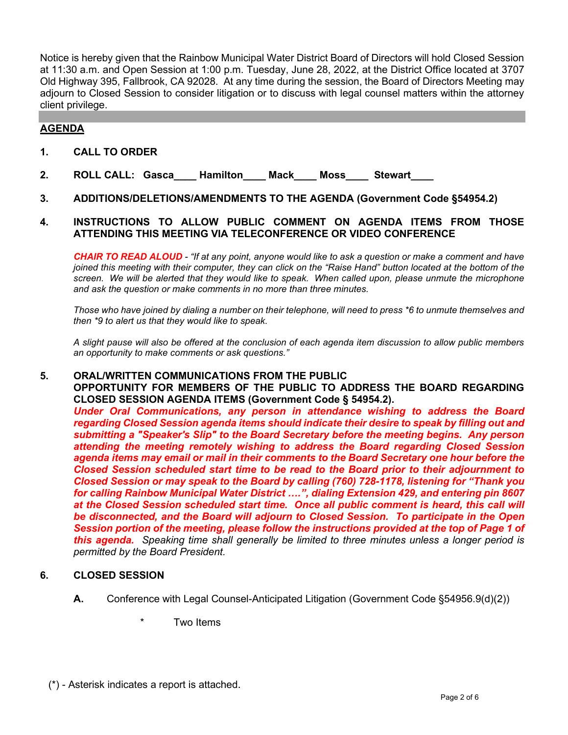Notice is hereby given that the Rainbow Municipal Water District Board of Directors will hold Closed Session at 11:30 a.m. and Open Session at 1:00 p.m. Tuesday, June 28, 2022, at the District Office located at 3707 Old Highway 395, Fallbrook, CA 92028. At any time during the session, the Board of Directors Meeting may adjourn to Closed Session to consider litigation or to discuss with legal counsel matters within the attorney client privilege.

---

## AGENDA

**1. CALL TO ORDER**

**2. ROLL CALL: Gasca____ Hamilton____ Mack____ Moss____ Stewart____**

**3. ADDITIONS/DELETIONS/AMENDMENTS TO THE AGENDA (Government Code §54954.2)**

**4. INSTRUCTIONS TO ALLOW PUBLIC COMMENT ON AGENDA ITEMS FROM THOSE ATTENDING THIS MEETING VIA TELECONFERENCE OR VIDEO CONFERENCE**

*__CHAIR TO READ ALOUD__ - "If at any point, anyone would like to ask a question or make a comment and have joined this meeting with their computer, they can click on the "Raise Hand" button located at the bottom of the screen. We will be alerted that they would like to speak. When called upon, please unmute the microphone and ask the question or make comments in no more than three minutes.*

*Those who have joined by dialing a number on their telephone, will need to press *6 to unmute themselves and then *9 to alert us that they would like to speak.*

*A slight pause will also be offered at the conclusion of each agenda item discussion to allow public members an opportunity to make comments or ask questions."*

**5. ORAL/WRITTEN COMMUNICATIONS FROM THE PUBLIC**
**OPPORTUNITY FOR MEMBERS OF THE PUBLIC TO ADDRESS THE BOARD REGARDING CLOSED SESSION AGENDA ITEMS (Government Code § 54954.2).**

***Under Oral Communications, any person in attendance wishing to address the Board regarding Closed Session agenda items should indicate their desire to speak by filling out and submitting a "Speaker's Slip" to the Board Secretary before the meeting begins. Any person attending the meeting remotely wishing to address the Board regarding Closed Session agenda items may email or mail in their comments to the Board Secretary one hour before the Closed Session scheduled start time to be read to the Board prior to their adjournment to Closed Session or may speak to the Board by calling (760) 728-1178, listening for "Thank you for calling Rainbow Municipal Water District ….", dialing Extension 429, and entering pin 8607 at the Closed Session scheduled start time. Once all public comment is heard, this call will be disconnected, and the Board will adjourn to Closed Session. To participate in the Open Session portion of the meeting, please follow the instructions provided at the top of Page 1 of this agenda.*** *Speaking time shall generally be limited to three minutes unless a longer period is permitted by the Board President.*

**6. CLOSED SESSION**

**A.** Conference with Legal Counsel-Anticipated Litigation (Government Code §54956.9(d)(2))

- \* Two Items

(*) - Asterisk indicates a report is attached.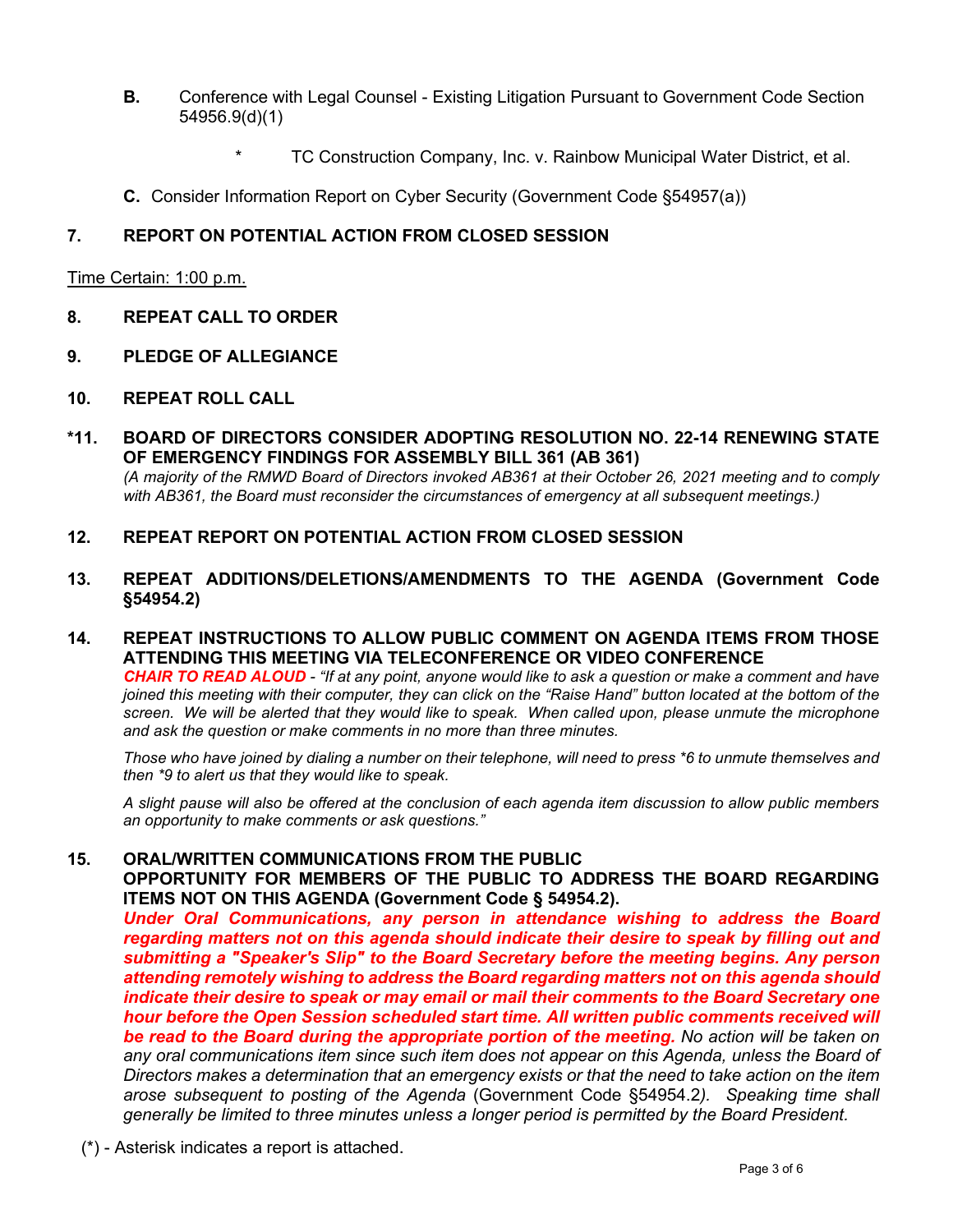**B.** Conference with Legal Counsel - Existing Litigation Pursuant to Government Code Section 54956.9(d)(1)

- * TC Construction Company, Inc. v. Rainbow Municipal Water District, et al.

**C.** Consider Information Report on Cyber Security (Government Code §54957(a))

## 7. REPORT ON POTENTIAL ACTION FROM CLOSED SESSION

Time Certain: 1:00 p.m.

## 8. REPEAT CALL TO ORDER

## 9. PLEDGE OF ALLEGIANCE

## 10. REPEAT ROLL CALL

## *11. BOARD OF DIRECTORS CONSIDER ADOPTING RESOLUTION NO. 22-14 RENEWING STATE OF EMERGENCY FINDINGS FOR ASSEMBLY BILL 361 (AB 361)

*(A majority of the RMWD Board of Directors invoked AB361 at their October 26, 2021 meeting and to comply with AB361, the Board must reconsider the circumstances of emergency at all subsequent meetings.)*

## 12. REPEAT REPORT ON POTENTIAL ACTION FROM CLOSED SESSION

## 13. REPEAT ADDITIONS/DELETIONS/AMENDMENTS TO THE AGENDA (Government Code §54954.2)

## 14. REPEAT INSTRUCTIONS TO ALLOW PUBLIC COMMENT ON AGENDA ITEMS FROM THOSE ATTENDING THIS MEETING VIA TELECONFERENCE OR VIDEO CONFERENCE

***CHAIR TO READ ALOUD*** *- "If at any point, anyone would like to ask a question or make a comment and have joined this meeting with their computer, they can click on the "Raise Hand" button located at the bottom of the screen. We will be alerted that they would like to speak. When called upon, please unmute the microphone and ask the question or make comments in no more than three minutes.*

*Those who have joined by dialing a number on their telephone, will need to press *6 to unmute themselves and then *9 to alert us that they would like to speak.*

*A slight pause will also be offered at the conclusion of each agenda item discussion to allow public members an opportunity to make comments or ask questions."*

## 15. ORAL/WRITTEN COMMUNICATIONS FROM THE PUBLIC

**OPPORTUNITY FOR MEMBERS OF THE PUBLIC TO ADDRESS THE BOARD REGARDING ITEMS NOT ON THIS AGENDA (Government Code § 54954.2).**

***Under Oral Communications, any person in attendance wishing to address the Board regarding matters not on this agenda should indicate their desire to speak by filling out and submitting a "Speaker's Slip" to the Board Secretary before the meeting begins. Any person attending remotely wishing to address the Board regarding matters not on this agenda should indicate their desire to speak or may email or mail their comments to the Board Secretary one hour before the Open Session scheduled start time. All written public comments received will be read to the Board during the appropriate portion of the meeting.*** *No action will be taken on any oral communications item since such item does not appear on this Agenda, unless the Board of Directors makes a determination that an emergency exists or that the need to take action on the item arose subsequent to posting of the Agenda* (Government Code §54954.2*). Speaking time shall generally be limited to three minutes unless a longer period is permitted by the Board President.*

(*) - Asterisk indicates a report is attached.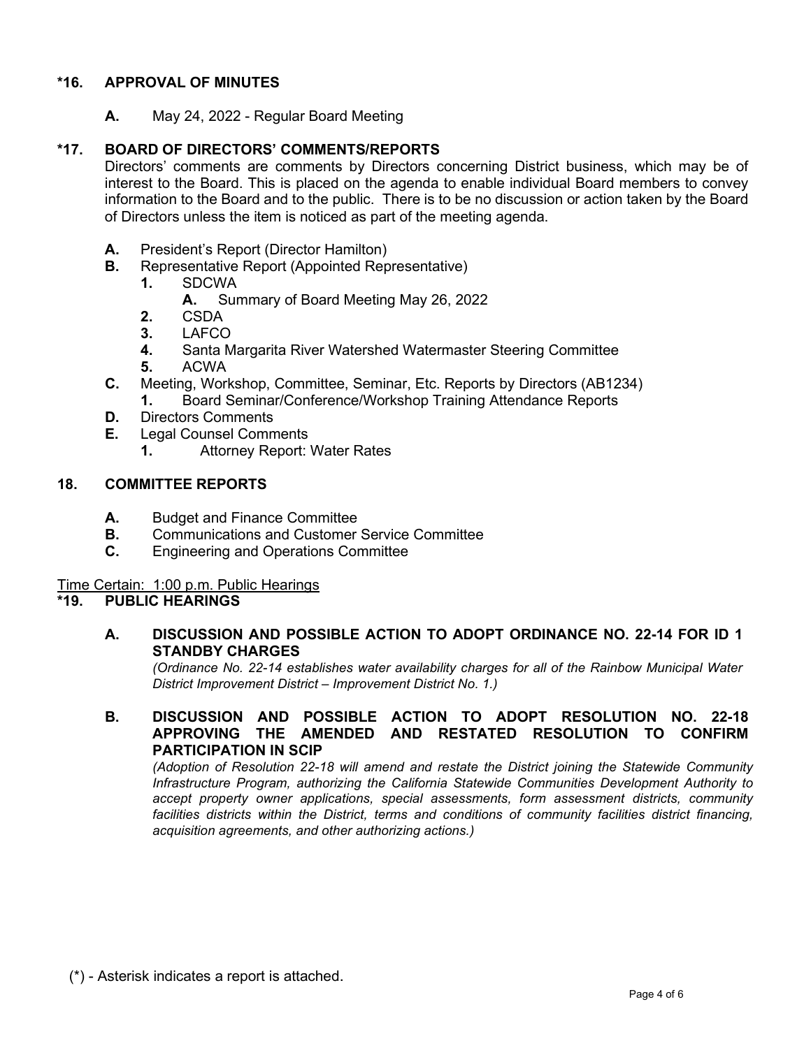## *16. APPROVAL OF MINUTES

**A.** May 24, 2022 - Regular Board Meeting

## *17. BOARD OF DIRECTORS' COMMENTS/REPORTS

Directors' comments are comments by Directors concerning District business, which may be of interest to the Board. This is placed on the agenda to enable individual Board members to convey information to the Board and to the public. There is to be no discussion or action taken by the Board of Directors unless the item is noticed as part of the meeting agenda.

- **A.** President's Report (Director Hamilton)
- **B.** Representative Report (Appointed Representative)
  - **1.** SDCWA
    - **A.** Summary of Board Meeting May 26, 2022
  - **2.** CSDA
  - **3.** LAFCO
  - **4.** Santa Margarita River Watershed Watermaster Steering Committee
  - **5.** ACWA
- **C.** Meeting, Workshop, Committee, Seminar, Etc. Reports by Directors (AB1234)
  - **1.** Board Seminar/Conference/Workshop Training Attendance Reports
- **D.** Directors Comments
- **E.** Legal Counsel Comments
  - **1.** Attorney Report: Water Rates

## 18. COMMITTEE REPORTS

- **A.** Budget and Finance Committee
- **B.** Communications and Customer Service Committee
- **C.** Engineering and Operations Committee

Time Certain: 1:00 p.m. Public Hearings

## *19. PUBLIC HEARINGS

**A. DISCUSSION AND POSSIBLE ACTION TO ADOPT ORDINANCE NO. 22-14 FOR ID 1 STANDBY CHARGES**

*(Ordinance No. 22-14 establishes water availability charges for all of the Rainbow Municipal Water District Improvement District – Improvement District No. 1.)*

**B. DISCUSSION AND POSSIBLE ACTION TO ADOPT RESOLUTION NO. 22-18 APPROVING THE AMENDED AND RESTATED RESOLUTION TO CONFIRM PARTICIPATION IN SCIP**

*(Adoption of Resolution 22-18 will amend and restate the District joining the Statewide Community Infrastructure Program, authorizing the California Statewide Communities Development Authority to accept property owner applications, special assessments, form assessment districts, community facilities districts within the District, terms and conditions of community facilities district financing, acquisition agreements, and other authorizing actions.)*

(*) - Asterisk indicates a report is attached.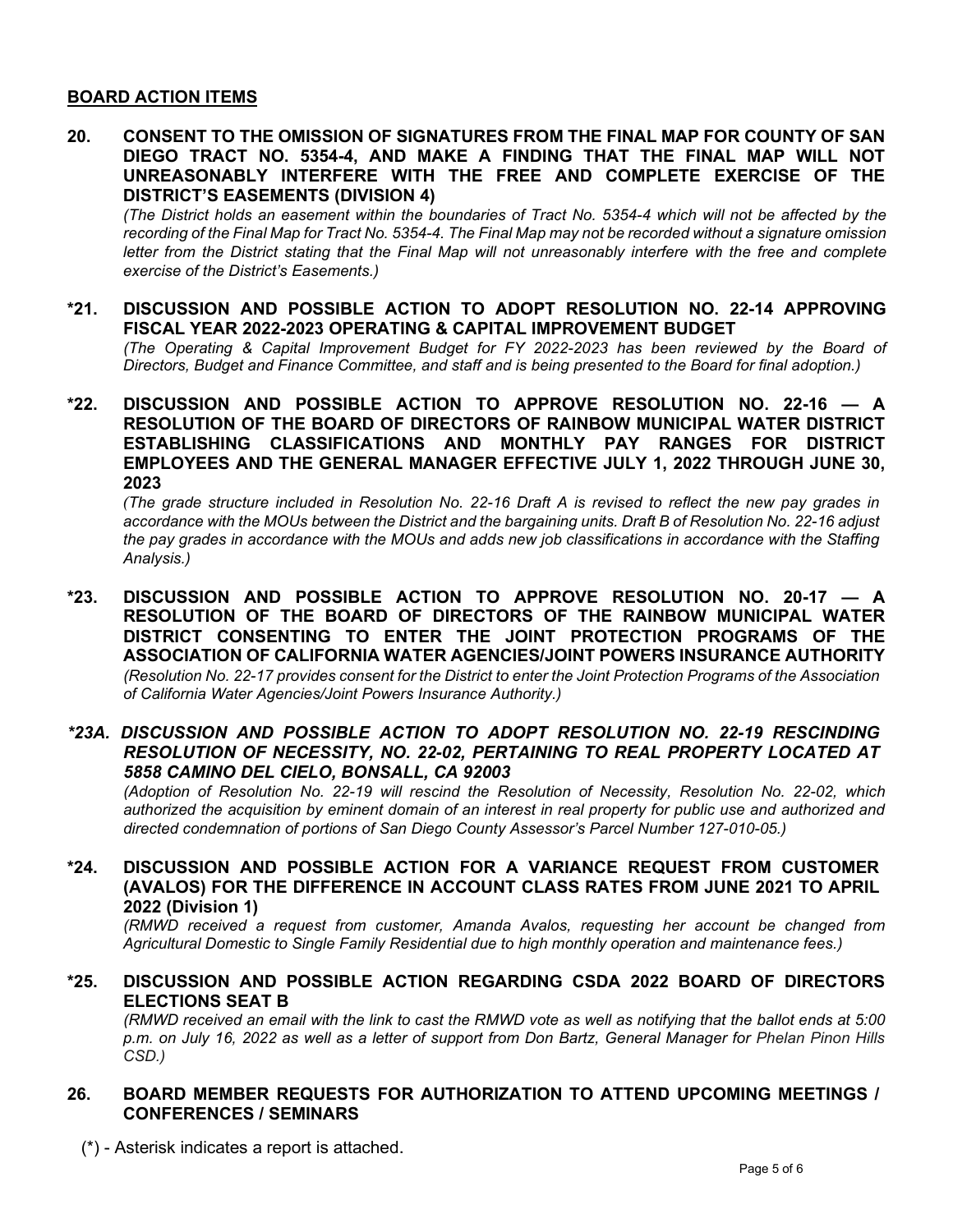## BOARD ACTION ITEMS

**20. CONSENT TO THE OMISSION OF SIGNATURES FROM THE FINAL MAP FOR COUNTY OF SAN DIEGO TRACT NO. 5354-4, AND MAKE A FINDING THAT THE FINAL MAP WILL NOT UNREASONABLY INTERFERE WITH THE FREE AND COMPLETE EXERCISE OF THE DISTRICT'S EASEMENTS (DIVISION 4)**

*(The District holds an easement within the boundaries of Tract No. 5354-4 which will not be affected by the recording of the Final Map for Tract No. 5354-4. The Final Map may not be recorded without a signature omission letter from the District stating that the Final Map will not unreasonably interfere with the free and complete exercise of the District's Easements.)*

**\*21. DISCUSSION AND POSSIBLE ACTION TO ADOPT RESOLUTION NO. 22-14 APPROVING FISCAL YEAR 2022-2023 OPERATING & CAPITAL IMPROVEMENT BUDGET**

*(The Operating & Capital Improvement Budget for FY 2022-2023 has been reviewed by the Board of Directors, Budget and Finance Committee, and staff and is being presented to the Board for final adoption.)*

**\*22. DISCUSSION AND POSSIBLE ACTION TO APPROVE RESOLUTION NO. 22-16 — A RESOLUTION OF THE BOARD OF DIRECTORS OF RAINBOW MUNICIPAL WATER DISTRICT ESTABLISHING CLASSIFICATIONS AND MONTHLY PAY RANGES FOR DISTRICT EMPLOYEES AND THE GENERAL MANAGER EFFECTIVE JULY 1, 2022 THROUGH JUNE 30, 2023**

*(The grade structure included in Resolution No. 22-16 Draft A is revised to reflect the new pay grades in accordance with the MOUs between the District and the bargaining units. Draft B of Resolution No. 22-16 adjust the pay grades in accordance with the MOUs and adds new job classifications in accordance with the Staffing Analysis.)*

**\*23. DISCUSSION AND POSSIBLE ACTION TO APPROVE RESOLUTION NO. 20-17 — A RESOLUTION OF THE BOARD OF DIRECTORS OF THE RAINBOW MUNICIPAL WATER DISTRICT CONSENTING TO ENTER THE JOINT PROTECTION PROGRAMS OF THE ASSOCIATION OF CALIFORNIA WATER AGENCIES/JOINT POWERS INSURANCE AUTHORITY**

*(Resolution No. 22-17 provides consent for the District to enter the Joint Protection Programs of the Association of California Water Agencies/Joint Powers Insurance Authority.)*

***\*23A. DISCUSSION AND POSSIBLE ACTION TO ADOPT RESOLUTION NO. 22-19 RESCINDING RESOLUTION OF NECESSITY, NO. 22-02, PERTAINING TO REAL PROPERTY LOCATED AT 5858 CAMINO DEL CIELO, BONSALL, CA 92003***

*(Adoption of Resolution No. 22-19 will rescind the Resolution of Necessity, Resolution No. 22-02, which authorized the acquisition by eminent domain of an interest in real property for public use and authorized and directed condemnation of portions of San Diego County Assessor's Parcel Number 127-010-05.)*

**\*24. DISCUSSION AND POSSIBLE ACTION FOR A VARIANCE REQUEST FROM CUSTOMER (AVALOS) FOR THE DIFFERENCE IN ACCOUNT CLASS RATES FROM JUNE 2021 TO APRIL 2022 (Division 1)**

*(RMWD received a request from customer, Amanda Avalos, requesting her account be changed from Agricultural Domestic to Single Family Residential due to high monthly operation and maintenance fees.)*

**\*25. DISCUSSION AND POSSIBLE ACTION REGARDING CSDA 2022 BOARD OF DIRECTORS ELECTIONS SEAT B**

*(RMWD received an email with the link to cast the RMWD vote as well as notifying that the ballot ends at 5:00 p.m. on July 16, 2022 as well as a letter of support from Don Bartz, General Manager for Phelan Pinon Hills CSD.)*

**26. BOARD MEMBER REQUESTS FOR AUTHORIZATION TO ATTEND UPCOMING MEETINGS / CONFERENCES / SEMINARS**

(\*) - Asterisk indicates a report is attached.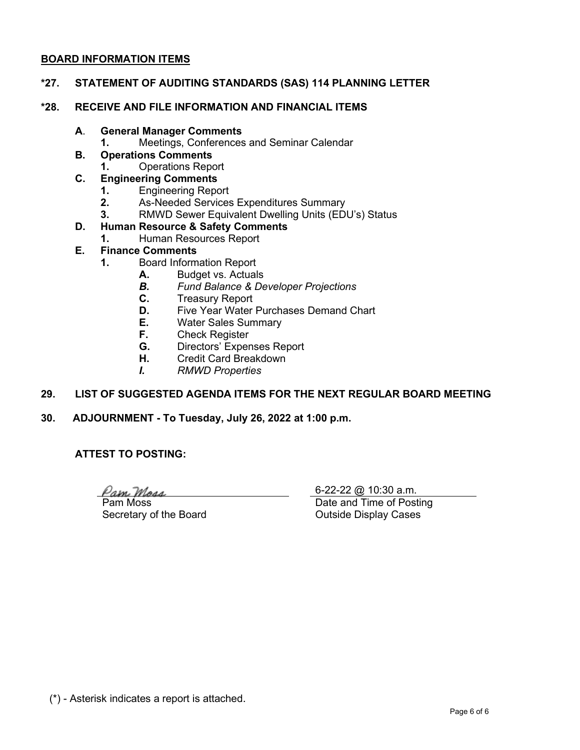**BOARD INFORMATION ITEMS**

**\*27. STATEMENT OF AUDITING STANDARDS (SAS) 114 PLANNING LETTER**

**\*28. RECEIVE AND FILE INFORMATION AND FINANCIAL ITEMS**

- **A**. **General Manager Comments**
  - **1.** Meetings, Conferences and Seminar Calendar
- **B. Operations Comments**
  - **1.** Operations Report
- **C. Engineering Comments**
  - **1.** Engineering Report
  - **2.** As-Needed Services Expenditures Summary
  - **3.** RMWD Sewer Equivalent Dwelling Units (EDU's) Status
- **D. Human Resource & Safety Comments**
  - **1.** Human Resources Report
- **E. Finance Comments**
  - **1.** Board Information Report
    - **A.** Budget vs. Actuals
    - ***B.*** *Fund Balance & Developer Projections*
    - **C.** Treasury Report
    - **D.** Five Year Water Purchases Demand Chart
    - **E.** Water Sales Summary
    - **F.** Check Register
    - **G.** Directors' Expenses Report
    - **H.** Credit Card Breakdown
    - ***I.*** *RMWD Properties*

**29. LIST OF SUGGESTED AGENDA ITEMS FOR THE NEXT REGULAR BOARD MEETING**

**30. ADJOURNMENT - To Tuesday, July 26, 2022 at 1:00 p.m.**

**ATTEST TO POSTING:**

Pam Moss
Pam Moss
Secretary of the Board

6-22-22 @ 10:30 a.m.
Date and Time of Posting
Outside Display Cases

(*) - Asterisk indicates a report is attached.